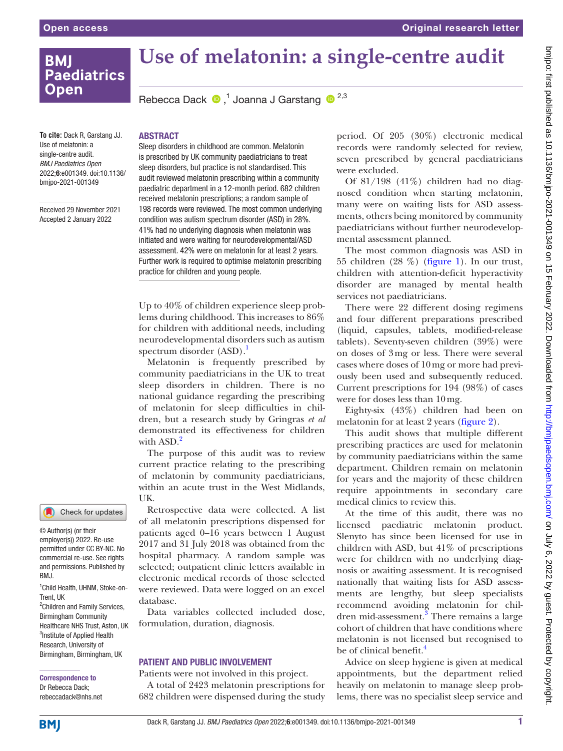# Use of melatonin: a single-centre audit

Rebecca Dack [1], Joanna J Garstang [2,3]

**To cite:** Dack R, Garstang JJ. Use of melatonin: a single-centre audit. *BMJ Paediatrics Open* 2022;**6**:e001349. doi:10.1136/bmjpo-2021-001349

Received 29 November 2021
Accepted 2 January 2022

© Author(s) (or their employer(s)) 2022. Re-use permitted under CC BY-NC. No commercial re-use. See rights and permissions. Published by BMJ.

[1]Child Health, UHNM, Stoke-on-Trent, UK
[2]Children and Family Services, Birmingham Community Healthcare NHS Trust, Aston, UK
[3]Institute of Applied Health Research, University of Birmingham, Birmingham, UK

**Correspondence to**
Dr Rebecca Dack;
rebeccadack@nhs.net

## ABSTRACT

Sleep disorders in childhood are common. Melatonin is prescribed by UK community paediatricians to treat sleep disorders, but practice is not standardised. This audit reviewed melatonin prescribing within a community paediatric department in a 12-month period. 682 children received melatonin prescriptions; a random sample of 198 records were reviewed. The most common underlying condition was autism spectrum disorder (ASD) in 28%. 41% had no underlying diagnosis when melatonin was initiated and were waiting for neurodevelopmental/ASD assessment. 42% were on melatonin for at least 2 years. Further work is required to optimise melatonin prescribing practice for children and young people.

Up to 40% of children experience sleep problems during childhood. This increases to 86% for children with additional needs, including neurodevelopmental disorders such as autism spectrum disorder (ASD).[1]

Melatonin is frequently prescribed by community paediatricians in the UK to treat sleep disorders in children. There is no national guidance regarding the prescribing of melatonin for sleep difficulties in children, but a research study by Gringras *et al* demonstrated its effectiveness for children with ASD.[2]

The purpose of this audit was to review current practice relating to the prescribing of melatonin by community paediatricians, within an acute trust in the West Midlands, UK.

Retrospective data were collected. A list of all melatonin prescriptions dispensed for patients aged 0–16 years between 1 August 2017 and 31 July 2018 was obtained from the hospital pharmacy. A random sample was selected; outpatient clinic letters available in electronic medical records of those selected were reviewed. Data were logged on an excel database.

Data variables collected included dose, formulation, duration, diagnosis.

## PATIENT AND PUBLIC INVOLVEMENT

Patients were not involved in this project.

A total of 2423 melatonin prescriptions for 682 children were dispensed during the study period. Of 205 (30%) electronic medical records were randomly selected for review, seven prescribed by general paediatricians were excluded.

Of 81/198 (41%) children had no diagnosed condition when starting melatonin, many were on waiting lists for ASD assessments, others being monitored by community paediatricians without further neurodevelopmental assessment planned.

The most common diagnosis was ASD in 55 children (28 %) (figure 1). In our trust, children with attention-deficit hyperactivity disorder are managed by mental health services not paediatricians.

There were 22 different dosing regimens and four different preparations prescribed (liquid, capsules, tablets, modified-release tablets). Seventy-seven children (39%) were on doses of 3 mg or less. There were several cases where doses of 10 mg or more had previously been used and subsequently reduced. Current prescriptions for 194 (98%) of cases were for doses less than 10 mg.

Eighty-six (43%) children had been on melatonin for at least 2 years (figure 2).

This audit shows that multiple different prescribing practices are used for melatonin by community paediatricians within the same department. Children remain on melatonin for years and the majority of these children require appointments in secondary care medical clinics to review this.

At the time of this audit, there was no licensed paediatric melatonin product. Slenyto has since been licensed for use in children with ASD, but 41% of prescriptions were for children with no underlying diagnosis or awaiting assessment. It is recognised nationally that waiting lists for ASD assessments are lengthy, but sleep specialists recommend avoiding melatonin for children mid-assessment.[3] There remains a large cohort of children that have conditions where melatonin is not licensed but recognised to be of clinical benefit.[4]

Advice on sleep hygiene is given at medical appointments, but the department relied heavily on melatonin to manage sleep problems, there was no specialist sleep service and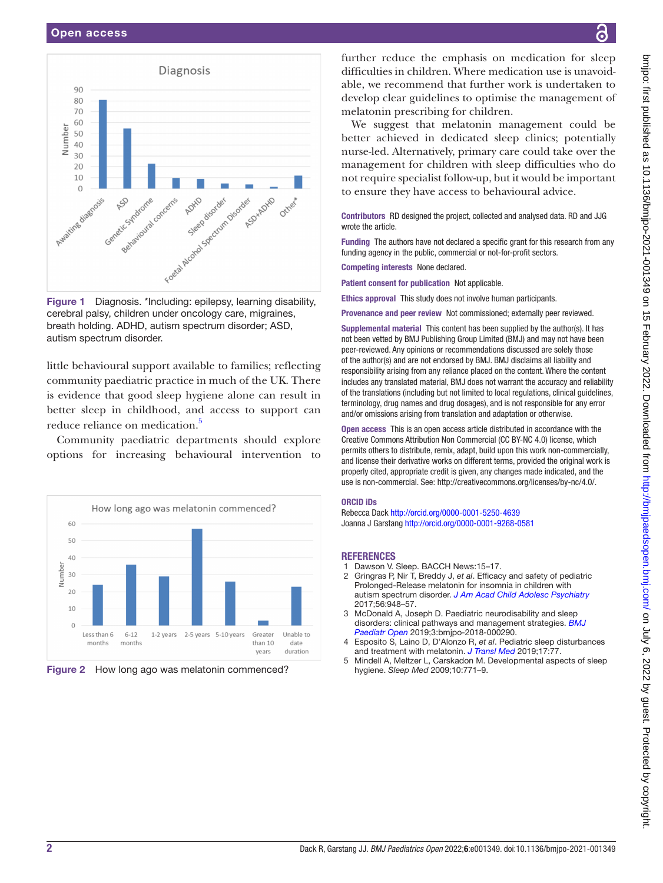Diagnosis

90
80
70
60
50
40
30
20
10
0

Number

Awaiting diagnosis
ASD
Genetic Syndrome
Behavioural concerns
ADHD
Sleep disorder
Foetal Alcohol Spectrum Disorder
ASD+ADHD
Other*

**Figure 1** Diagnosis. *Including: epilepsy, learning disability, cerebral palsy, children under oncology care, migraines, breath holding. ADHD, autism spectrum disorder; ASD, autism spectrum disorder.

little behavioural support available to families; reflecting community paediatric practice in much of the UK. There is evidence that good sleep hygiene alone can result in better sleep in childhood, and access to support can reduce reliance on medication.[5]

Community paediatric departments should explore options for increasing behavioural intervention to further reduce the emphasis on medication for sleep difficulties in children. Where medication use is unavoidable, we recommend that further work is undertaken to develop clear guidelines to optimise the management of melatonin prescribing for children.

We suggest that melatonin management could be better achieved in dedicated sleep clinics; potentially nurse-led. Alternatively, primary care could take over the management for children with sleep difficulties who do not require specialist follow-up, but it would be important to ensure they have access to behavioural advice.

How long ago was melatonin commenced?

60
50
40
30
20
10
0

Number

Less than 6 months
6-12 months
1-2 years
2-5 years
5-10 years
Greater than 10 years
Unable to date duration

**Figure 2** How long ago was melatonin commenced?

**Contributors** RD designed the project, collected and analysed data. RD and JJG wrote the article.

**Funding** The authors have not declared a specific grant for this research from any funding agency in the public, commercial or not-for-profit sectors.

**Competing interests** None declared.

**Patient consent for publication** Not applicable.

**Ethics approval** This study does not involve human participants.

**Provenance and peer review** Not commissioned; externally peer reviewed.

**Supplemental material** This content has been supplied by the author(s). It has not been vetted by BMJ Publishing Group Limited (BMJ) and may not have been peer-reviewed. Any opinions or recommendations discussed are solely those of the author(s) and are not endorsed by BMJ. BMJ disclaims all liability and responsibility arising from any reliance placed on the content. Where the content includes any translated material, BMJ does not warrant the accuracy and reliability of the translations (including but not limited to local regulations, clinical guidelines, terminology, drug names and drug dosages), and is not responsible for any error and/or omissions arising from translation and adaptation or otherwise.

**Open access** This is an open access article distributed in accordance with the Creative Commons Attribution Non Commercial (CC BY-NC 4.0) license, which permits others to distribute, remix, adapt, build upon this work non-commercially, and license their derivative works on different terms, provided the original work is properly cited, appropriate credit is given, any changes made indicated, and the use is non-commercial. See: http://creativecommons.org/licenses/by-nc/4.0/.

**ORCID iDs**

Rebecca Dack http://orcid.org/0000-0001-5250-4639
Joanna J Garstang http://orcid.org/0000-0001-9268-0581

## REFERENCES

1. Dawson V. Sleep. BACCH News:15–17.
2. Gringras P, Nir T, Breddy J, *et al*. Efficacy and safety of pediatric Prolonged-Release melatonin for insomnia in children with autism spectrum disorder. *J Am Acad Child Adolesc Psychiatry* 2017;56:948–57.
3. McDonald A, Joseph D. Paediatric neurodisability and sleep disorders: clinical pathways and management strategies. *BMJ Paediatr Open* 2019;3:bmjpo-2018-000290.
4. Esposito S, Laino D, D'Alonzo R, *et al*. Pediatric sleep disturbances and treatment with melatonin. *J Transl Med* 2019;17:77.
5. Mindell A, Meltzer L, Carskadon M. Developmental aspects of sleep hygiene. *Sleep Med* 2009;10:771–9.